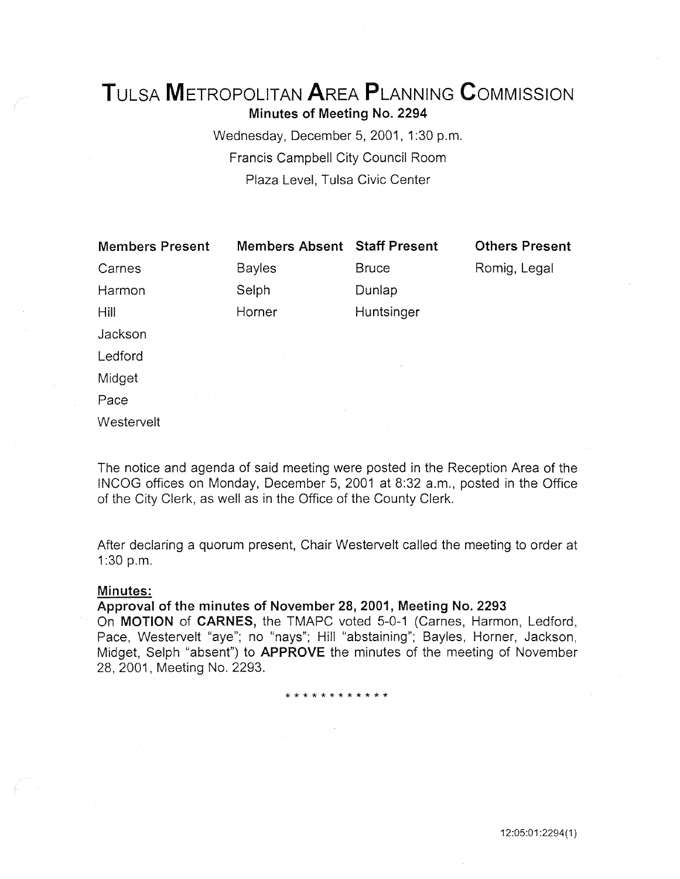# Tulsa Metropolitan Area Planning Commission

**Minutes of Meeting No. 2294**

Wednesday, December 5, 2001, 1:30 p.m.

Francis Campbell City Council Room

Plaza Level, Tulsa Civic Center

| Members Present | Members Absent | Staff Present | Others Present |
|---|---|---|---|
| Carnes | Bayles | Bruce | Romig, Legal |
| Harmon | Selph | Dunlap | |
| Hill | Horner | Huntsinger | |
| Jackson | | | |
| Ledford | | | |
| Midget | | | |
| Pace | | | |
| Westervelt | | | |

The notice and agenda of said meeting were posted in the Reception Area of the INCOG offices on Monday, December 5, 2001 at 8:32 a.m., posted in the Office of the City Clerk, as well as in the Office of the County Clerk.

After declaring a quorum present, Chair Westervelt called the meeting to order at 1:30 p.m.

**Minutes:**

**Approval of the minutes of November 28, 2001, Meeting No. 2293**

On **MOTION** of **CARNES,** the TMAPC voted 5-0-1 (Carnes, Harmon, Ledford, Pace, Westervelt "aye"; no "nays"; Hill "abstaining"; Bayles, Horner, Jackson, Midget, Selph "absent") to **APPROVE** the minutes of the meeting of November 28, 2001, Meeting No. 2293.

* * * * * * * * * * * *

12:05:01:2294(1)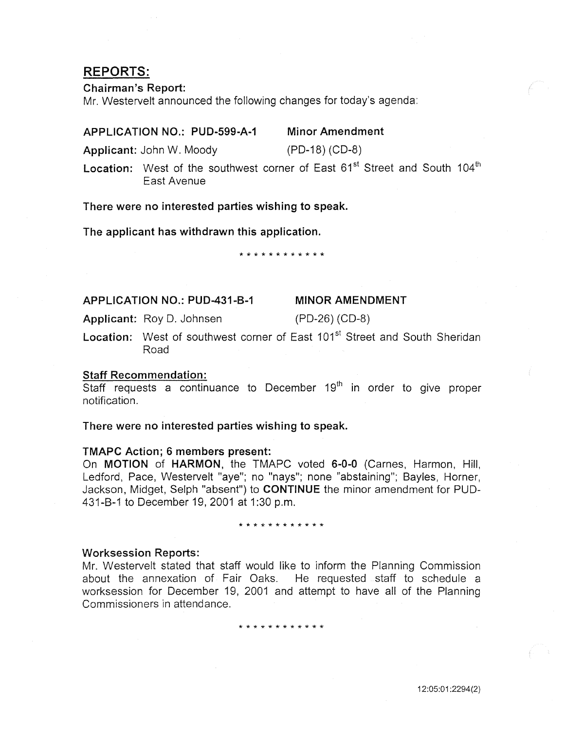## REPORTS:

**Chairman's Report:**

Mr. Westervelt announced the following changes for today's agenda:

**APPLICATION NO.: PUD-599-A-1** **Minor Amendment**

**Applicant:** John W. Moody (PD-18) (CD-8)

**Location:** West of the southwest corner of East 61st Street and South 104th East Avenue

**There were no interested parties wishing to speak.**

**The applicant has withdrawn this application.**

* * * * * * * * * * * *

**APPLICATION NO.: PUD-431-B-1** **MINOR AMENDMENT**

**Applicant:** Roy D. Johnsen (PD-26) (CD-8)

**Location:** West of southwest corner of East 101st Street and South Sheridan Road

**Staff Recommendation:**

Staff requests a continuance to December 19th in order to give proper notification.

**There were no interested parties wishing to speak.**

**TMAPC Action; 6 members present:**

On **MOTION** of **HARMON**, the TMAPC voted **6-0-0** (Carnes, Harmon, Hill, Ledford, Pace, Westervelt "aye"; no "nays"; none "abstaining"; Bayles, Horner, Jackson, Midget, Selph "absent") to **CONTINUE** the minor amendment for PUD-431-B-1 to December 19, 2001 at 1:30 p.m.

* * * * * * * * * * * *

**Worksession Reports:**

Mr. Westervelt stated that staff would like to inform the Planning Commission about the annexation of Fair Oaks. He requested staff to schedule a worksession for December 19, 2001 and attempt to have all of the Planning Commissioners in attendance.

* * * * * * * * * * * *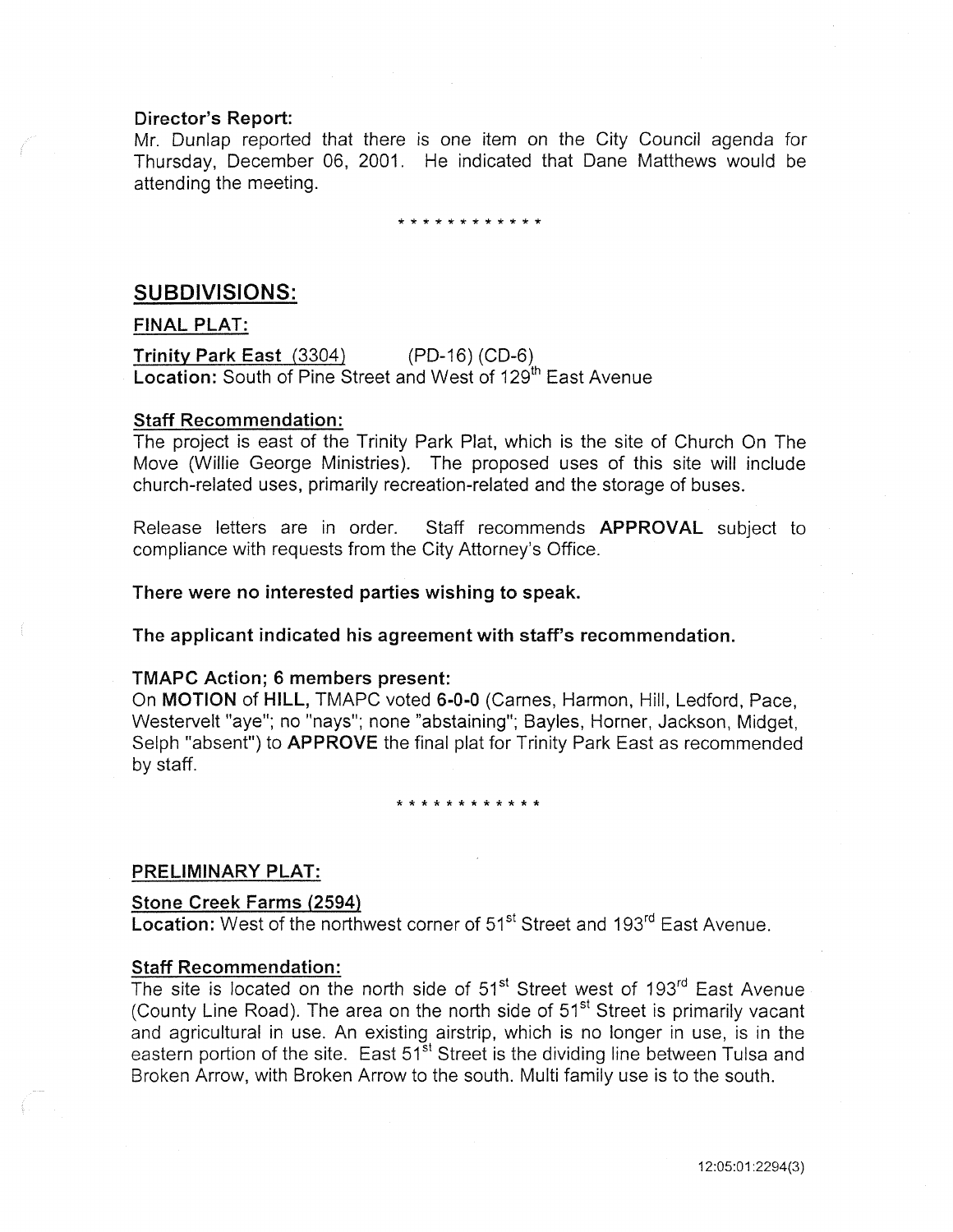**Director's Report:**

Mr. Dunlap reported that there is one item on the City Council agenda for Thursday, December 06, 2001. He indicated that Dane Matthews would be attending the meeting.

\* \* \* \* \* \* \* \* \* \* \* \*

## SUBDIVISIONS:

### FINAL PLAT:

**Trinity Park East (3304)** (PD-16) (CD-6)

**Location:** South of Pine Street and West of 129th East Avenue

**Staff Recommendation:**

The project is east of the Trinity Park Plat, which is the site of Church On The Move (Willie George Ministries). The proposed uses of this site will include church-related uses, primarily recreation-related and the storage of buses.

Release letters are in order. Staff recommends **APPROVAL** subject to compliance with requests from the City Attorney's Office.

**There were no interested parties wishing to speak.**

**The applicant indicated his agreement with staff's recommendation.**

**TMAPC Action; 6 members present:**

On **MOTION** of **HILL,** TMAPC voted **6-0-0** (Carnes, Harmon, Hill, Ledford, Pace, Westervelt "aye"; no "nays"; none "abstaining"; Bayles, Horner, Jackson, Midget, Selph "absent") to **APPROVE** the final plat for Trinity Park East as recommended by staff.

\* \* \* \* \* \* \* \* \* \* \* \*

### PRELIMINARY PLAT:

**Stone Creek Farms (2594)**

**Location:** West of the northwest corner of 51st Street and 193rd East Avenue.

**Staff Recommendation:**

The site is located on the north side of 51st Street west of 193rd East Avenue (County Line Road). The area on the north side of 51st Street is primarily vacant and agricultural in use. An existing airstrip, which is no longer in use, is in the eastern portion of the site. East 51st Street is the dividing line between Tulsa and Broken Arrow, with Broken Arrow to the south. Multi family use is to the south.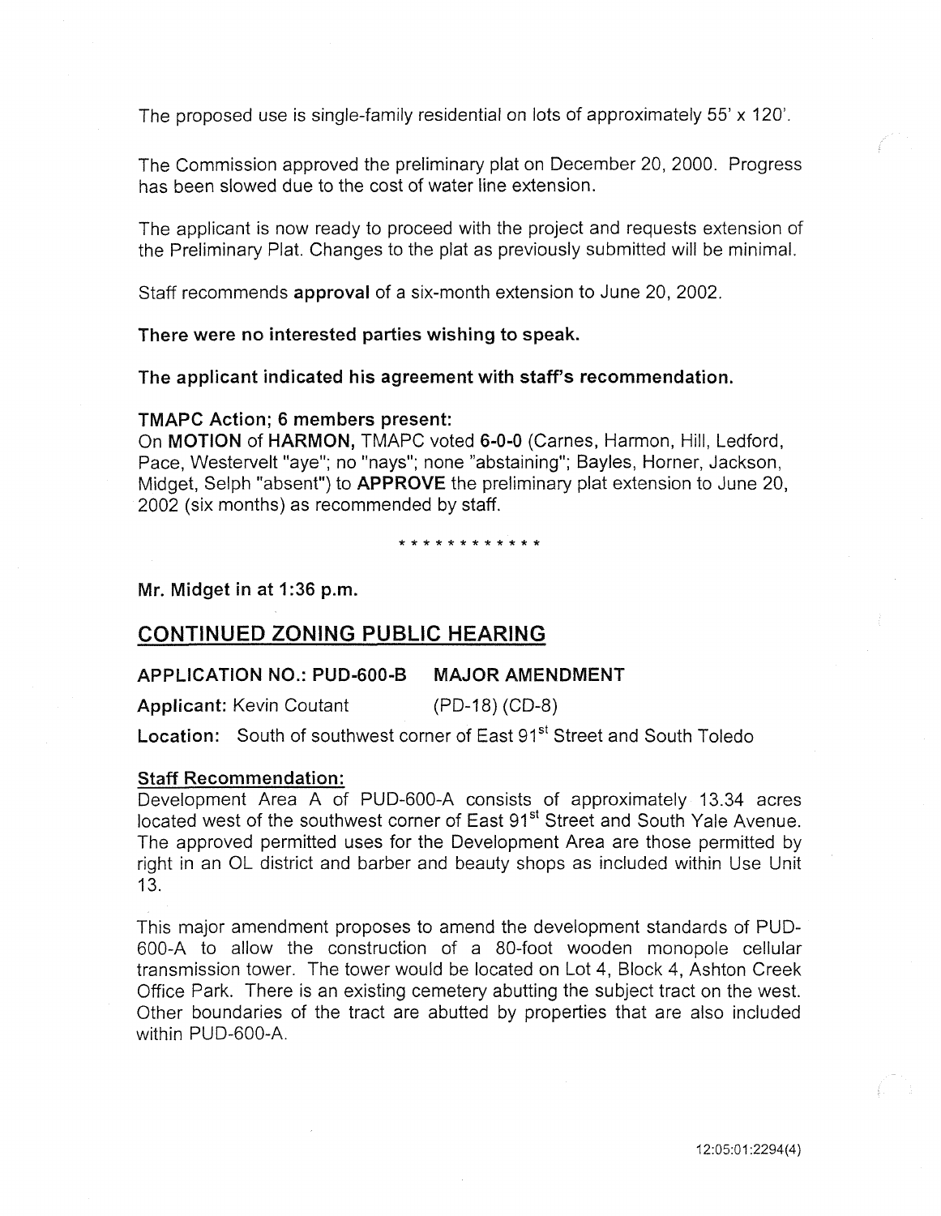The proposed use is single-family residential on lots of approximately 55' x 120'.

The Commission approved the preliminary plat on December 20, 2000. Progress has been slowed due to the cost of water line extension.

The applicant is now ready to proceed with the project and requests extension of the Preliminary Plat. Changes to the plat as previously submitted will be minimal.

Staff recommends **approval** of a six-month extension to June 20, 2002.

**There were no interested parties wishing to speak.**

**The applicant indicated his agreement with staff's recommendation.**

**TMAPC Action; 6 members present:**
On **MOTION** of **HARMON,** TMAPC voted **6-0-0** (Carnes, Harmon, Hill, Ledford, Pace, Westervelt "aye"; no "nays"; none "abstaining"; Bayles, Horner, Jackson, Midget, Selph "absent") to **APPROVE** the preliminary plat extension to June 20, 2002 (six months) as recommended by staff.

\* \* \* \* \* \* \* \* \* \* \* \*

**Mr. Midget in at 1:36 p.m.**

## CONTINUED ZONING PUBLIC HEARING

**APPLICATION NO.: PUD-600-B MAJOR AMENDMENT**

**Applicant:** Kevin Coutant (PD-18) (CD-8)

**Location:** South of southwest corner of East 91st Street and South Toledo

**Staff Recommendation:**
Development Area A of PUD-600-A consists of approximately 13.34 acres located west of the southwest corner of East 91st Street and South Yale Avenue. The approved permitted uses for the Development Area are those permitted by right in an OL district and barber and beauty shops as included within Use Unit 13.

This major amendment proposes to amend the development standards of PUD-600-A to allow the construction of a 80-foot wooden monopole cellular transmission tower. The tower would be located on Lot 4, Block 4, Ashton Creek Office Park. There is an existing cemetery abutting the subject tract on the west. Other boundaries of the tract are abutted by properties that are also included within PUD-600-A.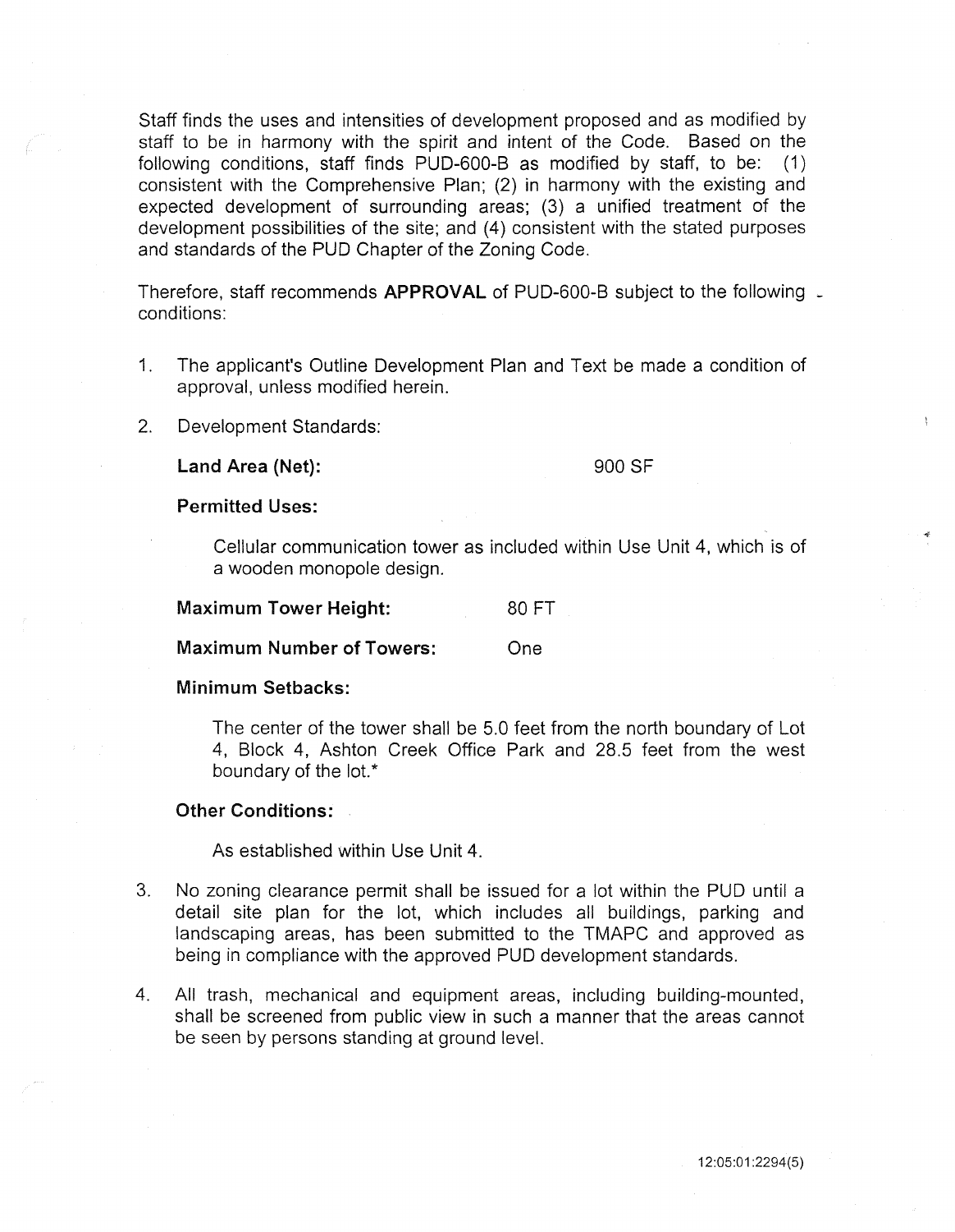Staff finds the uses and intensities of development proposed and as modified by staff to be in harmony with the spirit and intent of the Code. Based on the following conditions, staff finds PUD-600-B as modified by staff, to be: (1) consistent with the Comprehensive Plan; (2) in harmony with the existing and expected development of surrounding areas; (3) a unified treatment of the development possibilities of the site; and (4) consistent with the stated purposes and standards of the PUD Chapter of the Zoning Code.

Therefore, staff recommends **APPROVAL** of PUD-600-B subject to the following conditions:

1. The applicant's Outline Development Plan and Text be made a condition of approval, unless modified herein.

2. Development Standards:

   **Land Area (Net):** 900 SF

   **Permitted Uses:**

   Cellular communication tower as included within Use Unit 4, which is of a wooden monopole design.

   **Maximum Tower Height:** 80 FT

   **Maximum Number of Towers:** One

   **Minimum Setbacks:**

   The center of the tower shall be 5.0 feet from the north boundary of Lot 4, Block 4, Ashton Creek Office Park and 28.5 feet from the west boundary of the lot.*

   **Other Conditions:**

   As established within Use Unit 4.

3. No zoning clearance permit shall be issued for a lot within the PUD until a detail site plan for the lot, which includes all buildings, parking and landscaping areas, has been submitted to the TMAPC and approved as being in compliance with the approved PUD development standards.

4. All trash, mechanical and equipment areas, including building-mounted, shall be screened from public view in such a manner that the areas cannot be seen by persons standing at ground level.

12:05:01:2294(5)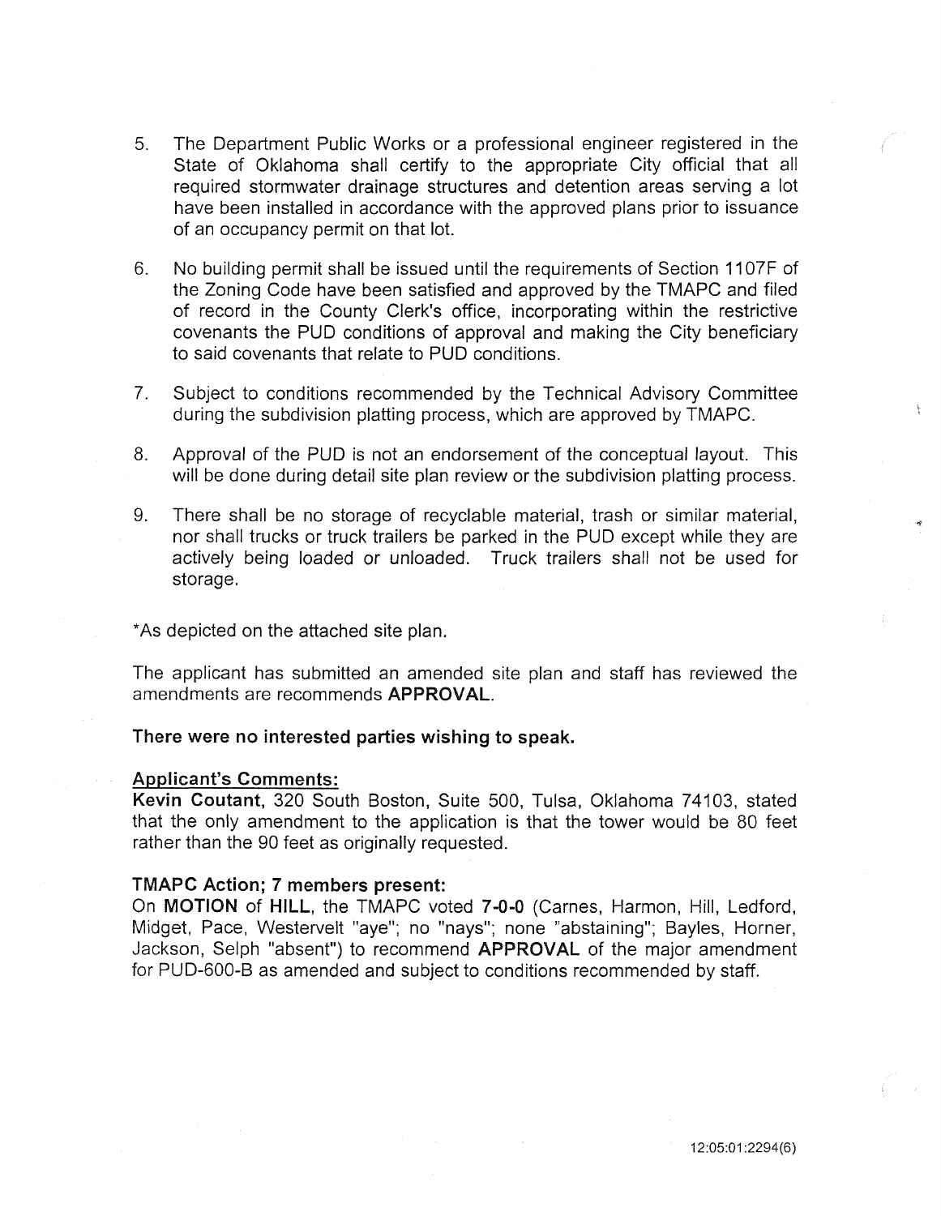5. The Department Public Works or a professional engineer registered in the State of Oklahoma shall certify to the appropriate City official that all required stormwater drainage structures and detention areas serving a lot have been installed in accordance with the approved plans prior to issuance of an occupancy permit on that lot.

6. No building permit shall be issued until the requirements of Section 1107F of the Zoning Code have been satisfied and approved by the TMAPC and filed of record in the County Clerk's office, incorporating within the restrictive covenants the PUD conditions of approval and making the City beneficiary to said covenants that relate to PUD conditions.

7. Subject to conditions recommended by the Technical Advisory Committee during the subdivision platting process, which are approved by TMAPC.

8. Approval of the PUD is not an endorsement of the conceptual layout. This will be done during detail site plan review or the subdivision platting process.

9. There shall be no storage of recyclable material, trash or similar material, nor shall trucks or truck trailers be parked in the PUD except while they are actively being loaded or unloaded. Truck trailers shall not be used for storage.

*As depicted on the attached site plan.

The applicant has submitted an amended site plan and staff has reviewed the amendments are recommends **APPROVAL**.

**There were no interested parties wishing to speak.**

**Applicant's Comments:**

**Kevin Coutant**, 320 South Boston, Suite 500, Tulsa, Oklahoma 74103, stated that the only amendment to the application is that the tower would be 80 feet rather than the 90 feet as originally requested.

**TMAPC Action; 7 members present:**

On **MOTION** of **HILL**, the TMAPC voted **7-0-0** (Carnes, Harmon, Hill, Ledford, Midget, Pace, Westervelt "aye"; no "nays"; none "abstaining"; Bayles, Horner, Jackson, Selph "absent") to recommend **APPROVAL** of the major amendment for PUD-600-B as amended and subject to conditions recommended by staff.

12:05:01:2294(6)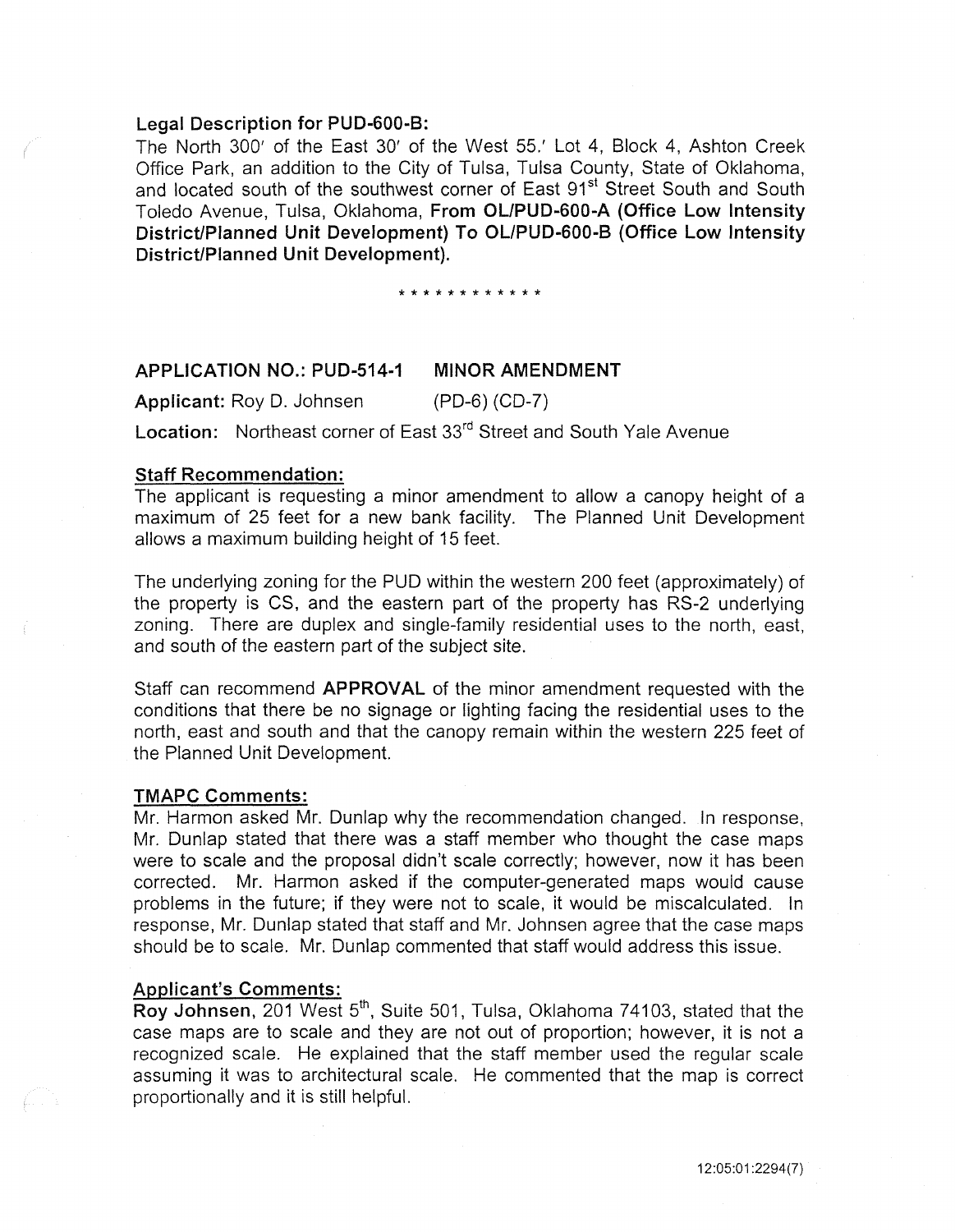**Legal Description for PUD-600-B:**

The North 300′ of the East 30′ of the West 55.′ Lot 4, Block 4, Ashton Creek Office Park, an addition to the City of Tulsa, Tulsa County, State of Oklahoma, and located south of the southwest corner of East 91st Street South and South Toledo Avenue, Tulsa, Oklahoma, **From OL/PUD-600-A (Office Low Intensity District/Planned Unit Development) To OL/PUD-600-B (Office Low Intensity District/Planned Unit Development).**

\* \* \* \* \* \* \* \* \* \* \* \*

**APPLICATION NO.: PUD-514-1 MINOR AMENDMENT**

**Applicant:** Roy D. Johnsen (PD-6) (CD-7)

**Location:** Northeast corner of East 33rd Street and South Yale Avenue

**Staff Recommendation:**

The applicant is requesting a minor amendment to allow a canopy height of a maximum of 25 feet for a new bank facility. The Planned Unit Development allows a maximum building height of 15 feet.

The underlying zoning for the PUD within the western 200 feet (approximately) of the property is CS, and the eastern part of the property has RS-2 underlying zoning. There are duplex and single-family residential uses to the north, east, and south of the eastern part of the subject site.

Staff can recommend **APPROVAL** of the minor amendment requested with the conditions that there be no signage or lighting facing the residential uses to the north, east and south and that the canopy remain within the western 225 feet of the Planned Unit Development.

**TMAPC Comments:**

Mr. Harmon asked Mr. Dunlap why the recommendation changed. In response, Mr. Dunlap stated that there was a staff member who thought the case maps were to scale and the proposal didn't scale correctly; however, now it has been corrected. Mr. Harmon asked if the computer-generated maps would cause problems in the future; if they were not to scale, it would be miscalculated. In response, Mr. Dunlap stated that staff and Mr. Johnsen agree that the case maps should be to scale. Mr. Dunlap commented that staff would address this issue.

**Applicant's Comments:**

**Roy Johnsen**, 201 West 5th, Suite 501, Tulsa, Oklahoma 74103, stated that the case maps are to scale and they are not out of proportion; however, it is not a recognized scale. He explained that the staff member used the regular scale assuming it was to architectural scale. He commented that the map is correct proportionally and it is still helpful.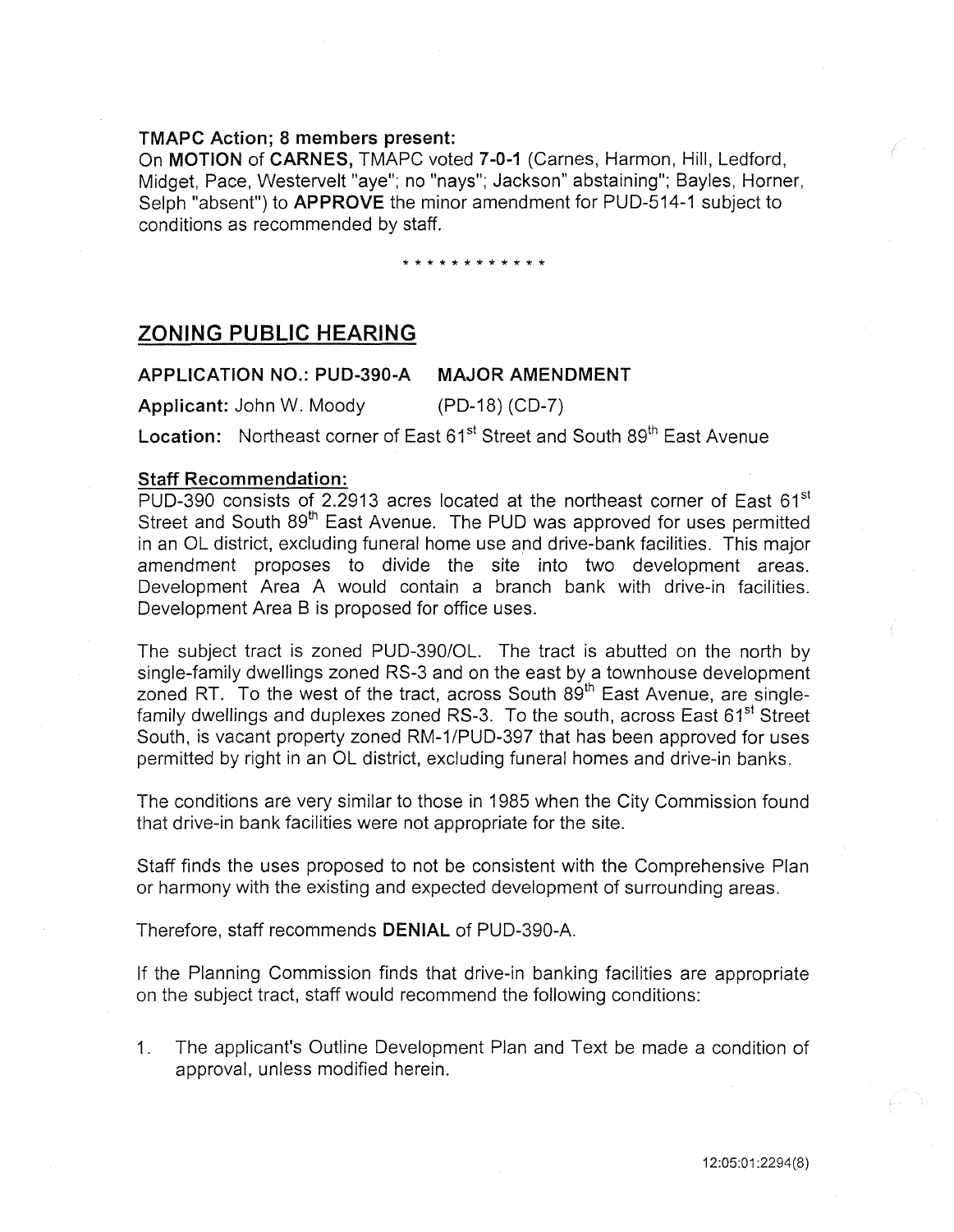**TMAPC Action; 8 members present:**

On **MOTION** of **CARNES,** TMAPC voted **7-0-1** (Carnes, Harmon, Hill, Ledford, Midget, Pace, Westervelt "aye"; no "nays"; Jackson" abstaining"; Bayles, Horner, Selph "absent") to **APPROVE** the minor amendment for PUD-514-1 subject to conditions as recommended by staff.

\* \* \* \* \* \* \* \* \* \* \* \*

## ZONING PUBLIC HEARING

**APPLICATION NO.: PUD-390-A MAJOR AMENDMENT**

**Applicant:** John W. Moody (PD-18) (CD-7)

**Location:** Northeast corner of East 61st Street and South 89th East Avenue

**Staff Recommendation:**

PUD-390 consists of 2.2913 acres located at the northeast corner of East 61st Street and South 89th East Avenue. The PUD was approved for uses permitted in an OL district, excluding funeral home use and drive-bank facilities. This major amendment proposes to divide the site into two development areas. Development Area A would contain a branch bank with drive-in facilities. Development Area B is proposed for office uses.

The subject tract is zoned PUD-390/OL. The tract is abutted on the north by single-family dwellings zoned RS-3 and on the east by a townhouse development zoned RT. To the west of the tract, across South 89th East Avenue, are single-family dwellings and duplexes zoned RS-3. To the south, across East 61st Street South, is vacant property zoned RM-1/PUD-397 that has been approved for uses permitted by right in an OL district, excluding funeral homes and drive-in banks.

The conditions are very similar to those in 1985 when the City Commission found that drive-in bank facilities were not appropriate for the site.

Staff finds the uses proposed to not be consistent with the Comprehensive Plan or harmony with the existing and expected development of surrounding areas.

Therefore, staff recommends **DENIAL** of PUD-390-A.

If the Planning Commission finds that drive-in banking facilities are appropriate on the subject tract, staff would recommend the following conditions:

1. The applicant's Outline Development Plan and Text be made a condition of approval, unless modified herein.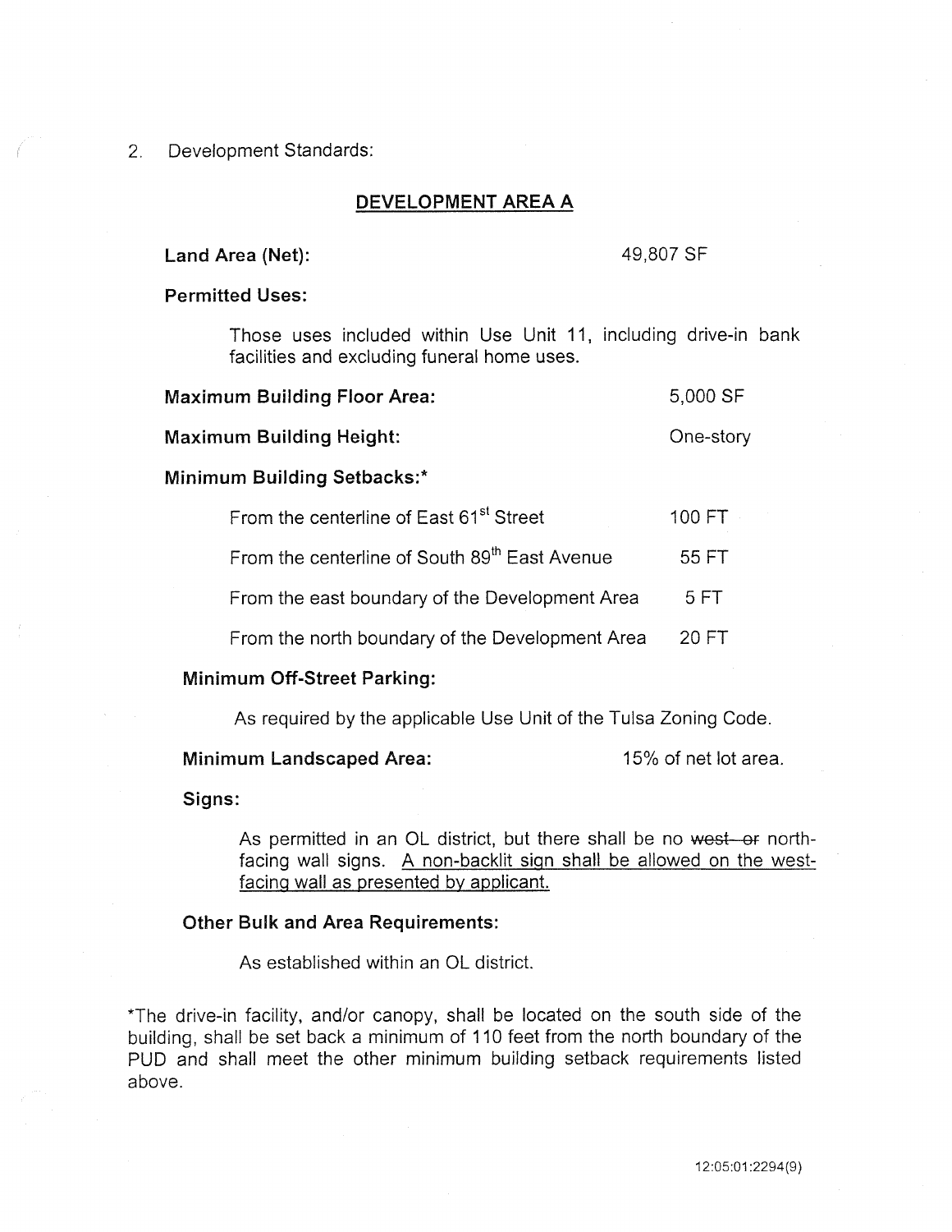2. Development Standards:

## DEVELOPMENT AREA A

**Land Area (Net):** 49,807 SF

**Permitted Uses:**

Those uses included within Use Unit 11, including drive-in bank facilities and excluding funeral home uses.

**Maximum Building Floor Area:** 5,000 SF

**Maximum Building Height:** One-story

**Minimum Building Setbacks:***

| | |
|---|---|
| From the centerline of East 61st Street | 100 FT |
| From the centerline of South 89th East Avenue | 55 FT |
| From the east boundary of the Development Area | 5 FT |
| From the north boundary of the Development Area | 20 FT |

**Minimum Off-Street Parking:**

As required by the applicable Use Unit of the Tulsa Zoning Code.

**Minimum Landscaped Area:** 15% of net lot area.

**Signs:**

As permitted in an OL district, but there shall be no ~~west or~~ north-facing wall signs. <u>A non-backlit sign shall be allowed on the west-facing wall as presented by applicant.</u>

**Other Bulk and Area Requirements:**

As established within an OL district.

*The drive-in facility, and/or canopy, shall be located on the south side of the building, shall be set back a minimum of 110 feet from the north boundary of the PUD and shall meet the other minimum building setback requirements listed above.

12:05:01:2294(9)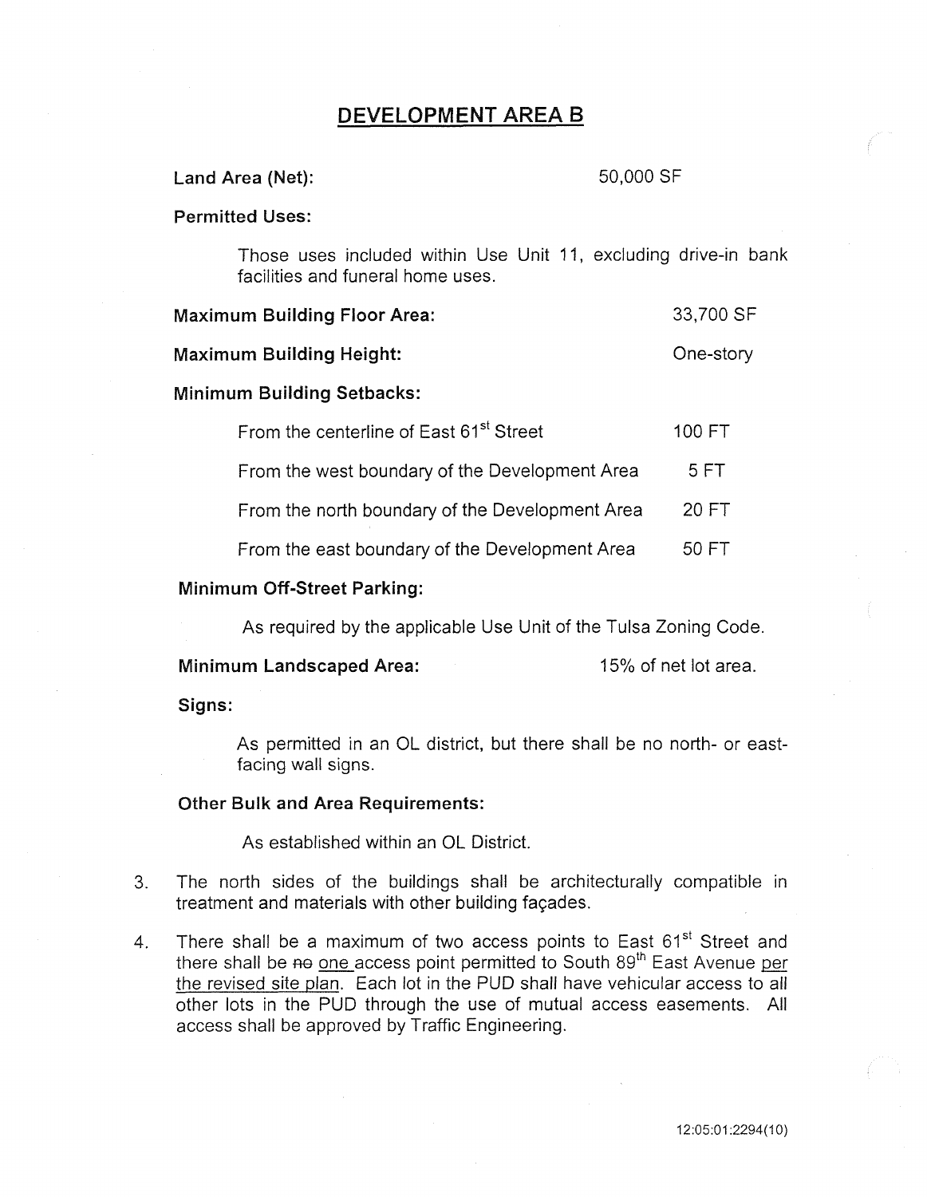## DEVELOPMENT AREA B

**Land Area (Net):** 50,000 SF

**Permitted Uses:**

Those uses included within Use Unit 11, excluding drive-in bank facilities and funeral home uses.

**Maximum Building Floor Area:** 33,700 SF

**Maximum Building Height:** One-story

**Minimum Building Setbacks:**

| | |
|---|---|
| From the centerline of East 61st Street | 100 FT |
| From the west boundary of the Development Area | 5 FT |
| From the north boundary of the Development Area | 20 FT |
| From the east boundary of the Development Area | 50 FT |

**Minimum Off-Street Parking:**

As required by the applicable Use Unit of the Tulsa Zoning Code.

**Minimum Landscaped Area:** 15% of net lot area.

**Signs:**

As permitted in an OL district, but there shall be no north- or east-facing wall signs.

**Other Bulk and Area Requirements:**

As established within an OL District.

3. The north sides of the buildings shall be architecturally compatible in treatment and materials with other building façades.

4. There shall be a maximum of two access points to East 61st Street and there shall be ~~no~~ one access point permitted to South 89th East Avenue per the revised site plan. Each lot in the PUD shall have vehicular access to all other lots in the PUD through the use of mutual access easements. All access shall be approved by Traffic Engineering.

12:05:01:2294(10)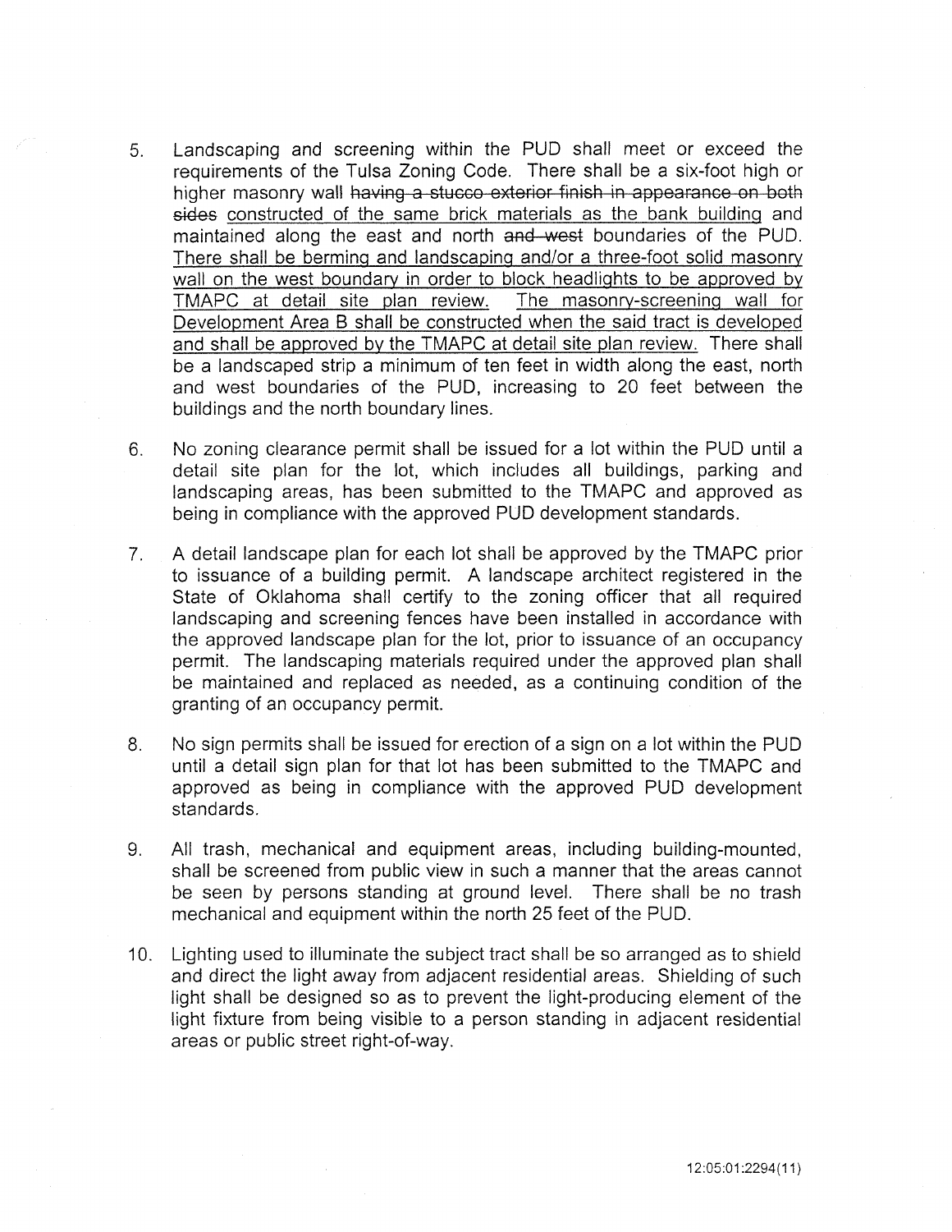5. Landscaping and screening within the PUD shall meet or exceed the requirements of the Tulsa Zoning Code. There shall be a six-foot high or higher masonry wall ~~having a stucco exterior finish in appearance on both sides~~ <u>constructed of the same brick materials as the bank building</u> and maintained along the east and north ~~and west~~ boundaries of the PUD. <u>There shall be berming and landscaping and/or a three-foot solid masonry wall on the west boundary in order to block headlights to be approved by TMAPC at detail site plan review.</u> <u>The masonry-screening wall for Development Area B shall be constructed when the said tract is developed and shall be approved by the TMAPC at detail site plan review.</u> There shall be a landscaped strip a minimum of ten feet in width along the east, north and west boundaries of the PUD, increasing to 20 feet between the buildings and the north boundary lines.

6. No zoning clearance permit shall be issued for a lot within the PUD until a detail site plan for the lot, which includes all buildings, parking and landscaping areas, has been submitted to the TMAPC and approved as being in compliance with the approved PUD development standards.

7. A detail landscape plan for each lot shall be approved by the TMAPC prior to issuance of a building permit. A landscape architect registered in the State of Oklahoma shall certify to the zoning officer that all required landscaping and screening fences have been installed in accordance with the approved landscape plan for the lot, prior to issuance of an occupancy permit. The landscaping materials required under the approved plan shall be maintained and replaced as needed, as a continuing condition of the granting of an occupancy permit.

8. No sign permits shall be issued for erection of a sign on a lot within the PUD until a detail sign plan for that lot has been submitted to the TMAPC and approved as being in compliance with the approved PUD development standards.

9. All trash, mechanical and equipment areas, including building-mounted, shall be screened from public view in such a manner that the areas cannot be seen by persons standing at ground level. There shall be no trash mechanical and equipment within the north 25 feet of the PUD.

10. Lighting used to illuminate the subject tract shall be so arranged as to shield and direct the light away from adjacent residential areas. Shielding of such light shall be designed so as to prevent the light-producing element of the light fixture from being visible to a person standing in adjacent residential areas or public street right-of-way.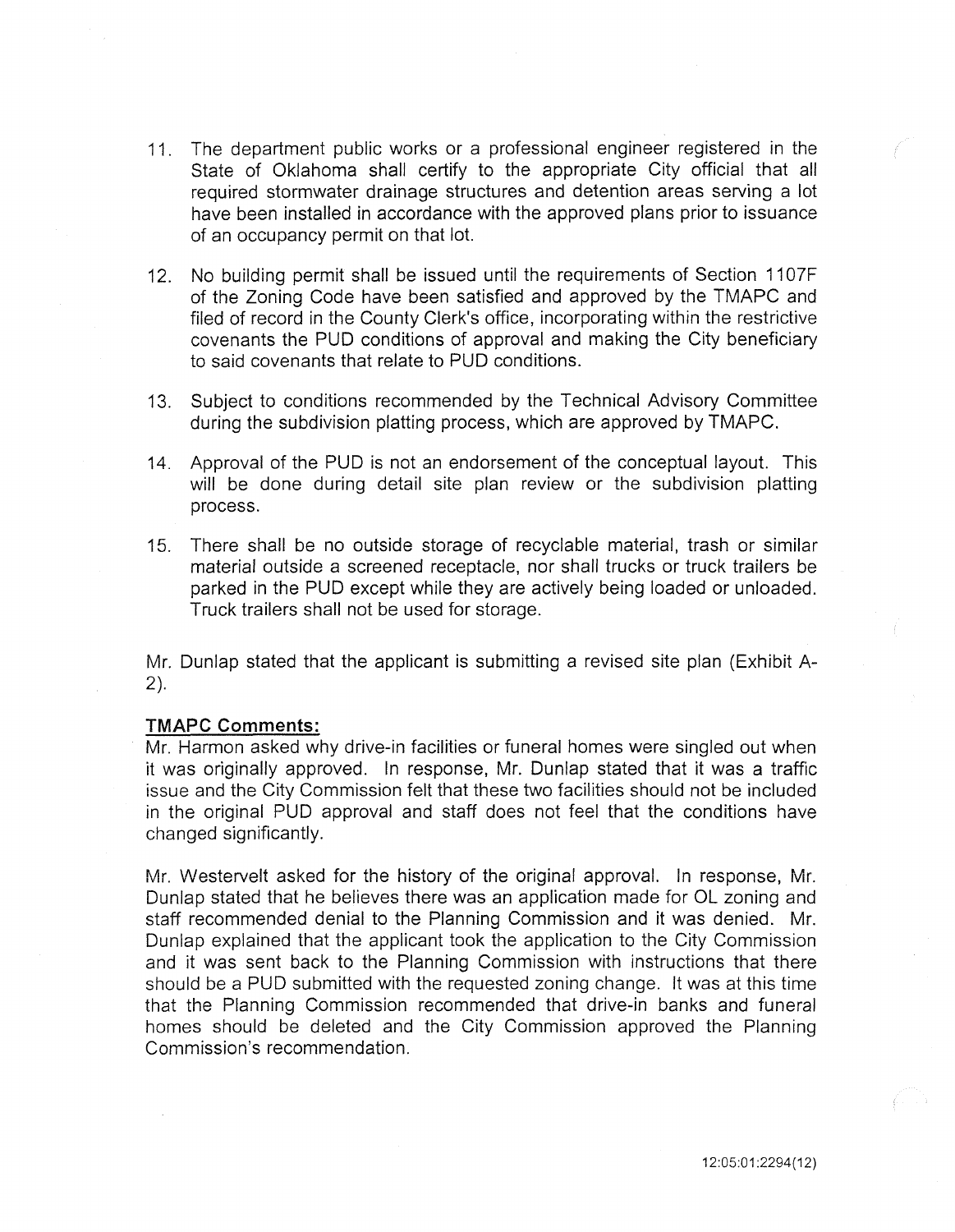11. The department public works or a professional engineer registered in the State of Oklahoma shall certify to the appropriate City official that all required stormwater drainage structures and detention areas serving a lot have been installed in accordance with the approved plans prior to issuance of an occupancy permit on that lot.

12. No building permit shall be issued until the requirements of Section 1107F of the Zoning Code have been satisfied and approved by the TMAPC and filed of record in the County Clerk's office, incorporating within the restrictive covenants the PUD conditions of approval and making the City beneficiary to said covenants that relate to PUD conditions.

13. Subject to conditions recommended by the Technical Advisory Committee during the subdivision platting process, which are approved by TMAPC.

14. Approval of the PUD is not an endorsement of the conceptual layout. This will be done during detail site plan review or the subdivision platting process.

15. There shall be no outside storage of recyclable material, trash or similar material outside a screened receptacle, nor shall trucks or truck trailers be parked in the PUD except while they are actively being loaded or unloaded. Truck trailers shall not be used for storage.

Mr. Dunlap stated that the applicant is submitting a revised site plan (Exhibit A-2).

**TMAPC Comments:**

Mr. Harmon asked why drive-in facilities or funeral homes were singled out when it was originally approved. In response, Mr. Dunlap stated that it was a traffic issue and the City Commission felt that these two facilities should not be included in the original PUD approval and staff does not feel that the conditions have changed significantly.

Mr. Westervelt asked for the history of the original approval. In response, Mr. Dunlap stated that he believes there was an application made for OL zoning and staff recommended denial to the Planning Commission and it was denied. Mr. Dunlap explained that the applicant took the application to the City Commission and it was sent back to the Planning Commission with instructions that there should be a PUD submitted with the requested zoning change. It was at this time that the Planning Commission recommended that drive-in banks and funeral homes should be deleted and the City Commission approved the Planning Commission's recommendation.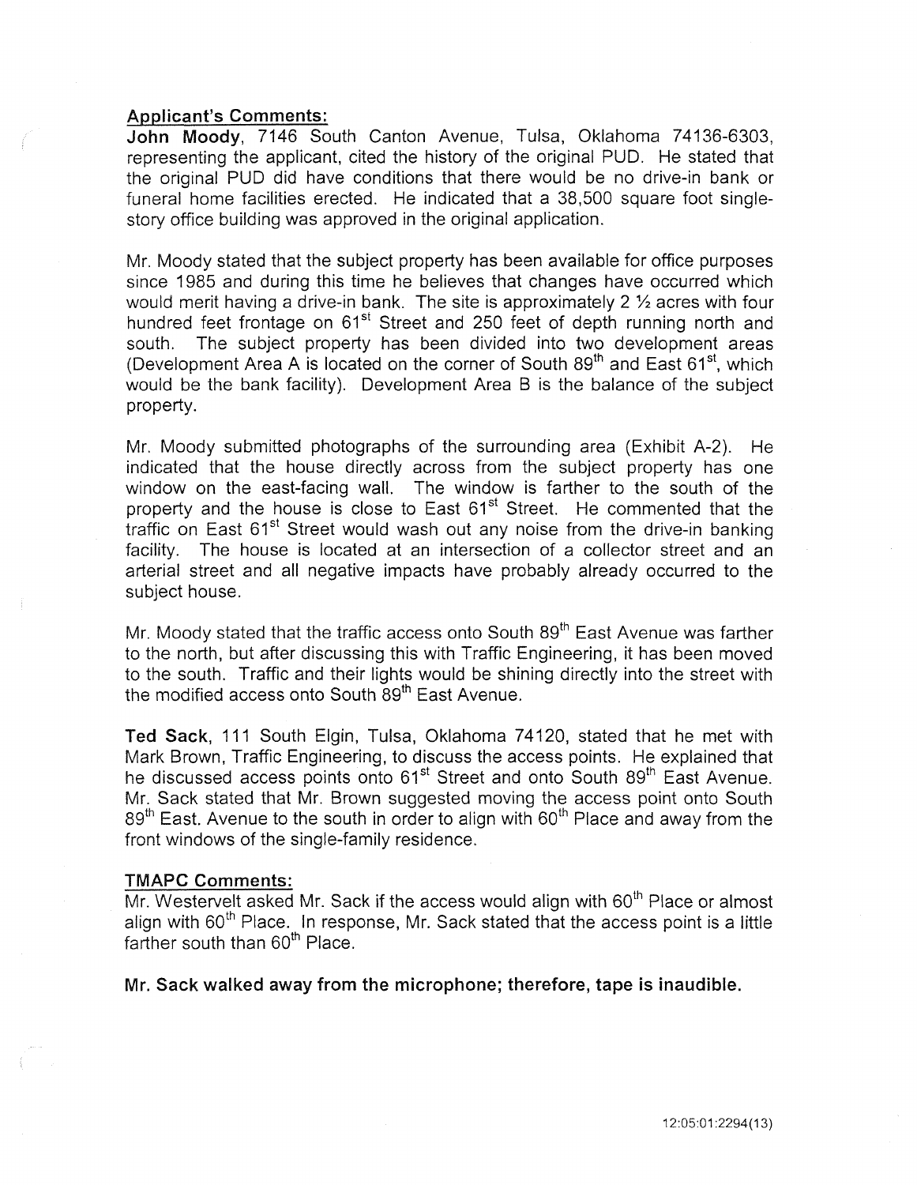**Applicant's Comments:**

**John Moody**, 7146 South Canton Avenue, Tulsa, Oklahoma 74136-6303, representing the applicant, cited the history of the original PUD. He stated that the original PUD did have conditions that there would be no drive-in bank or funeral home facilities erected. He indicated that a 38,500 square foot single-story office building was approved in the original application.

Mr. Moody stated that the subject property has been available for office purposes since 1985 and during this time he believes that changes have occurred which would merit having a drive-in bank. The site is approximately 2 ½ acres with four hundred feet frontage on 61st Street and 250 feet of depth running north and south. The subject property has been divided into two development areas (Development Area A is located on the corner of South 89th and East 61st, which would be the bank facility). Development Area B is the balance of the subject property.

Mr. Moody submitted photographs of the surrounding area (Exhibit A-2). He indicated that the house directly across from the subject property has one window on the east-facing wall. The window is farther to the south of the property and the house is close to East 61st Street. He commented that the traffic on East 61st Street would wash out any noise from the drive-in banking facility. The house is located at an intersection of a collector street and an arterial street and all negative impacts have probably already occurred to the subject house.

Mr. Moody stated that the traffic access onto South 89th East Avenue was farther to the north, but after discussing this with Traffic Engineering, it has been moved to the south. Traffic and their lights would be shining directly into the street with the modified access onto South 89th East Avenue.

**Ted Sack**, 111 South Elgin, Tulsa, Oklahoma 74120, stated that he met with Mark Brown, Traffic Engineering, to discuss the access points. He explained that he discussed access points onto 61st Street and onto South 89th East Avenue. Mr. Sack stated that Mr. Brown suggested moving the access point onto South 89th East. Avenue to the south in order to align with 60th Place and away from the front windows of the single-family residence.

**TMAPC Comments:**

Mr. Westervelt asked Mr. Sack if the access would align with 60th Place or almost align with 60th Place. In response, Mr. Sack stated that the access point is a little farther south than 60th Place.

**Mr. Sack walked away from the microphone; therefore, tape is inaudible.**

12:05:01:2294(13)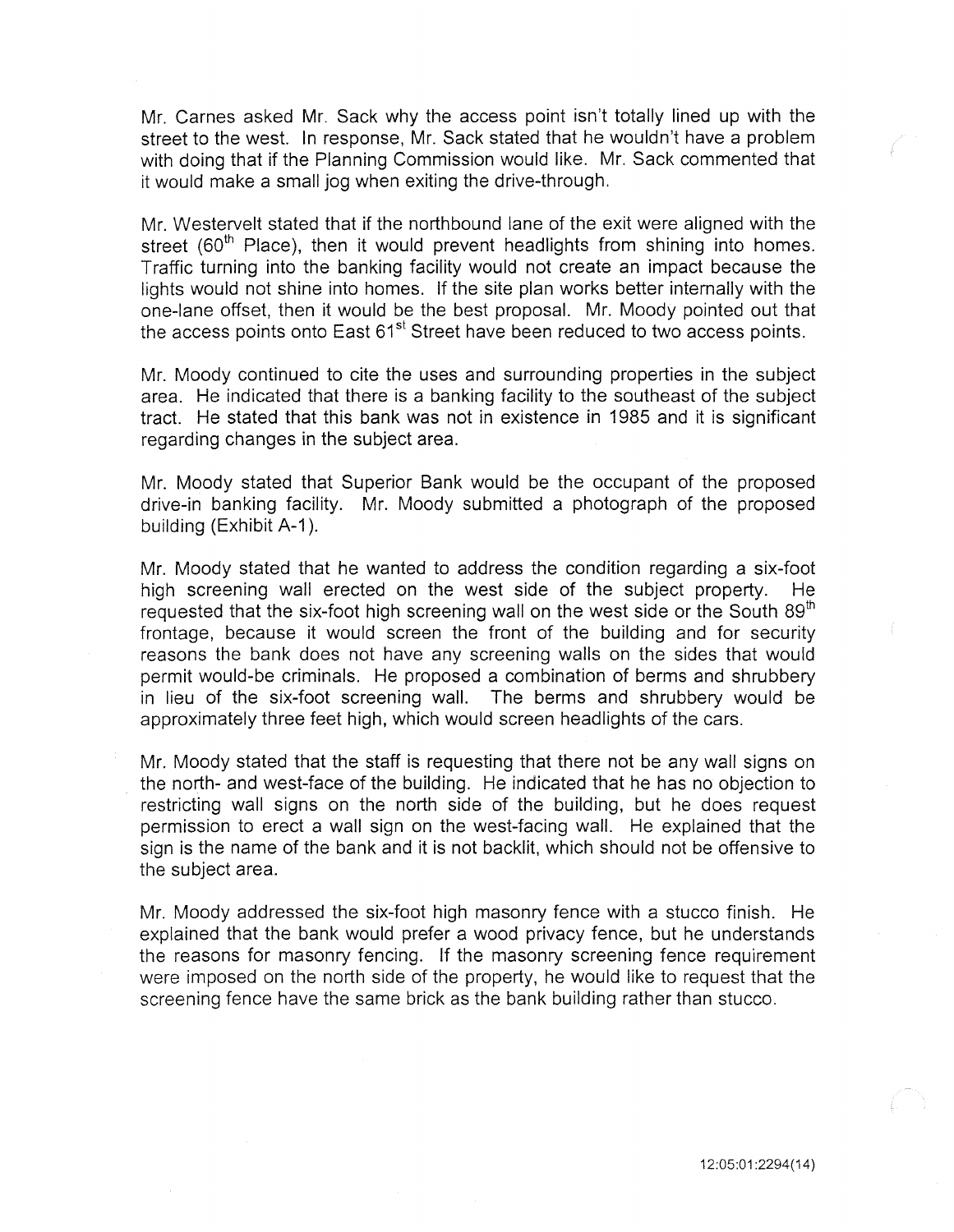Mr. Carnes asked Mr. Sack why the access point isn't totally lined up with the street to the west. In response, Mr. Sack stated that he wouldn't have a problem with doing that if the Planning Commission would like. Mr. Sack commented that it would make a small jog when exiting the drive-through.

Mr. Westervelt stated that if the northbound lane of the exit were aligned with the street (60th Place), then it would prevent headlights from shining into homes. Traffic turning into the banking facility would not create an impact because the lights would not shine into homes. If the site plan works better internally with the one-lane offset, then it would be the best proposal. Mr. Moody pointed out that the access points onto East 61st Street have been reduced to two access points.

Mr. Moody continued to cite the uses and surrounding properties in the subject area. He indicated that there is a banking facility to the southeast of the subject tract. He stated that this bank was not in existence in 1985 and it is significant regarding changes in the subject area.

Mr. Moody stated that Superior Bank would be the occupant of the proposed drive-in banking facility. Mr. Moody submitted a photograph of the proposed building (Exhibit A-1).

Mr. Moody stated that he wanted to address the condition regarding a six-foot high screening wall erected on the west side of the subject property. He requested that the six-foot high screening wall on the west side or the South 89th frontage, because it would screen the front of the building and for security reasons the bank does not have any screening walls on the sides that would permit would-be criminals. He proposed a combination of berms and shrubbery in lieu of the six-foot screening wall. The berms and shrubbery would be approximately three feet high, which would screen headlights of the cars.

Mr. Moody stated that the staff is requesting that there not be any wall signs on the north- and west-face of the building. He indicated that he has no objection to restricting wall signs on the north side of the building, but he does request permission to erect a wall sign on the west-facing wall. He explained that the sign is the name of the bank and it is not backlit, which should not be offensive to the subject area.

Mr. Moody addressed the six-foot high masonry fence with a stucco finish. He explained that the bank would prefer a wood privacy fence, but he understands the reasons for masonry fencing. If the masonry screening fence requirement were imposed on the north side of the property, he would like to request that the screening fence have the same brick as the bank building rather than stucco.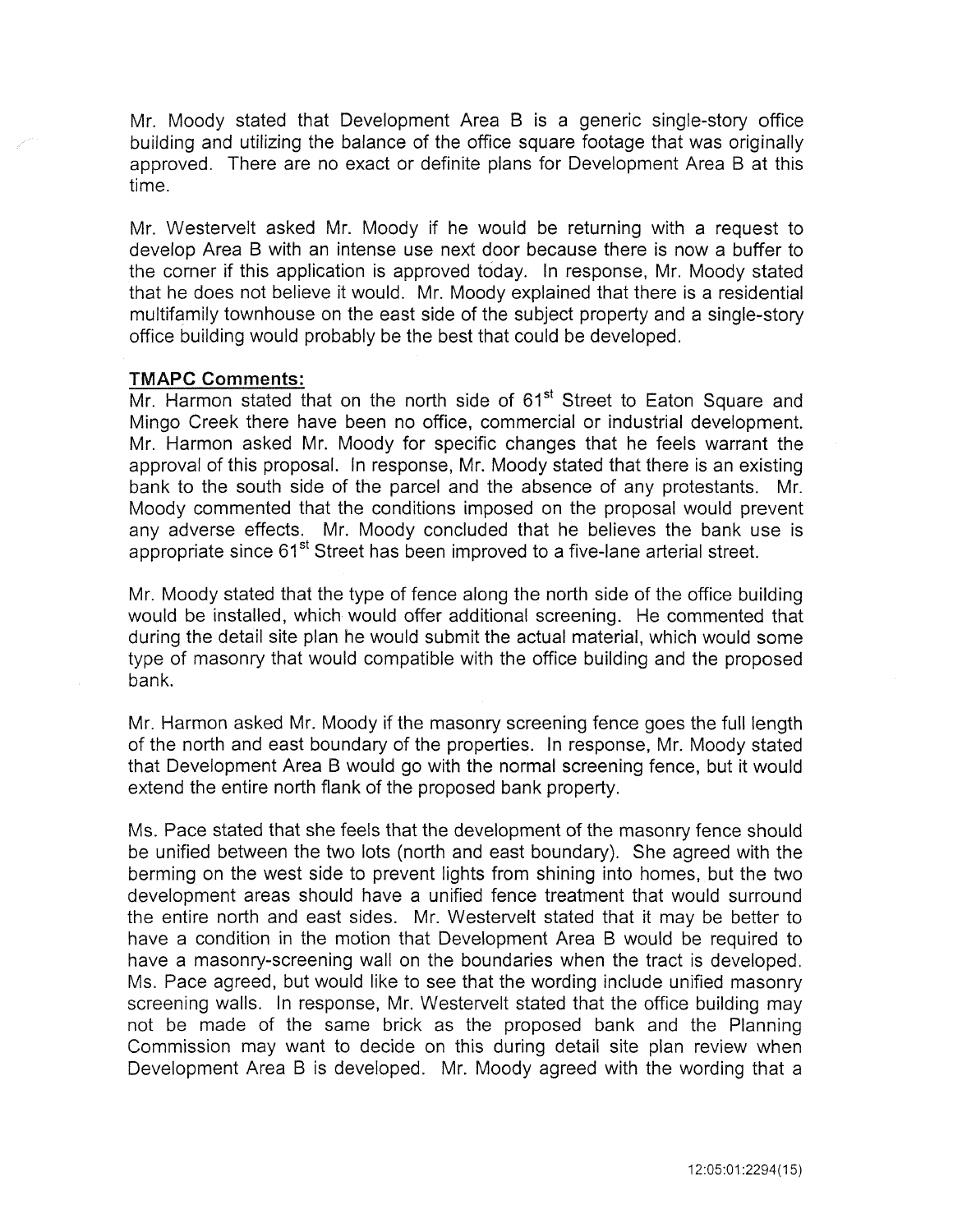Mr. Moody stated that Development Area B is a generic single-story office building and utilizing the balance of the office square footage that was originally approved. There are no exact or definite plans for Development Area B at this time.

Mr. Westervelt asked Mr. Moody if he would be returning with a request to develop Area B with an intense use next door because there is now a buffer to the corner if this application is approved today. In response, Mr. Moody stated that he does not believe it would. Mr. Moody explained that there is a residential multifamily townhouse on the east side of the subject property and a single-story office building would probably be the best that could be developed.

**TMAPC Comments:**

Mr. Harmon stated that on the north side of 61st Street to Eaton Square and Mingo Creek there have been no office, commercial or industrial development. Mr. Harmon asked Mr. Moody for specific changes that he feels warrant the approval of this proposal. In response, Mr. Moody stated that there is an existing bank to the south side of the parcel and the absence of any protestants. Mr. Moody commented that the conditions imposed on the proposal would prevent any adverse effects. Mr. Moody concluded that he believes the bank use is appropriate since 61st Street has been improved to a five-lane arterial street.

Mr. Moody stated that the type of fence along the north side of the office building would be installed, which would offer additional screening. He commented that during the detail site plan he would submit the actual material, which would some type of masonry that would compatible with the office building and the proposed bank.

Mr. Harmon asked Mr. Moody if the masonry screening fence goes the full length of the north and east boundary of the properties. In response, Mr. Moody stated that Development Area B would go with the normal screening fence, but it would extend the entire north flank of the proposed bank property.

Ms. Pace stated that she feels that the development of the masonry fence should be unified between the two lots (north and east boundary). She agreed with the berming on the west side to prevent lights from shining into homes, but the two development areas should have a unified fence treatment that would surround the entire north and east sides. Mr. Westervelt stated that it may be better to have a condition in the motion that Development Area B would be required to have a masonry-screening wall on the boundaries when the tract is developed. Ms. Pace agreed, but would like to see that the wording include unified masonry screening walls. In response, Mr. Westervelt stated that the office building may not be made of the same brick as the proposed bank and the Planning Commission may want to decide on this during detail site plan review when Development Area B is developed. Mr. Moody agreed with the wording that a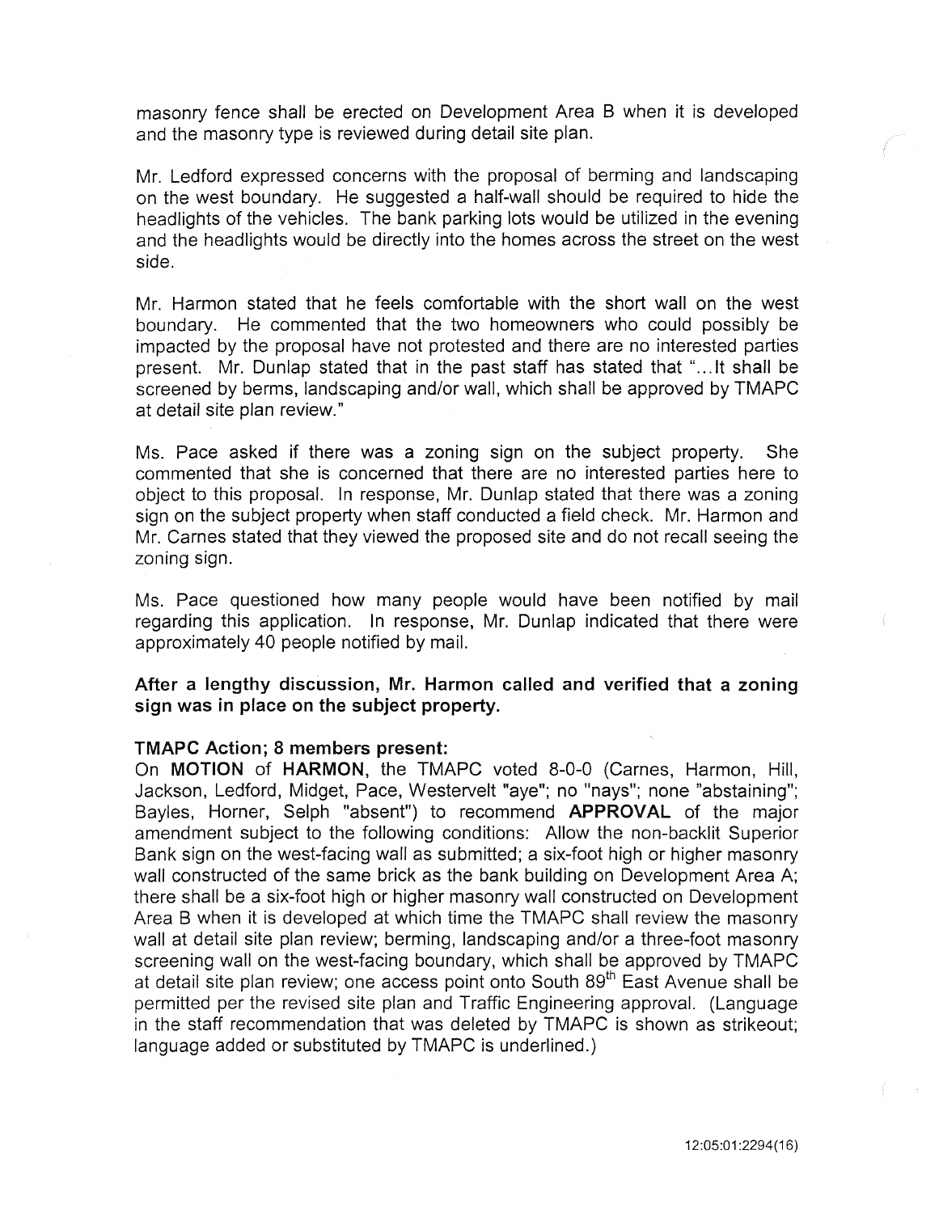masonry fence shall be erected on Development Area B when it is developed and the masonry type is reviewed during detail site plan.

Mr. Ledford expressed concerns with the proposal of berming and landscaping on the west boundary. He suggested a half-wall should be required to hide the headlights of the vehicles. The bank parking lots would be utilized in the evening and the headlights would be directly into the homes across the street on the west side.

Mr. Harmon stated that he feels comfortable with the short wall on the west boundary. He commented that the two homeowners who could possibly be impacted by the proposal have not protested and there are no interested parties present. Mr. Dunlap stated that in the past staff has stated that "...It shall be screened by berms, landscaping and/or wall, which shall be approved by TMAPC at detail site plan review."

Ms. Pace asked if there was a zoning sign on the subject property. She commented that she is concerned that there are no interested parties here to object to this proposal. In response, Mr. Dunlap stated that there was a zoning sign on the subject property when staff conducted a field check. Mr. Harmon and Mr. Carnes stated that they viewed the proposed site and do not recall seeing the zoning sign.

Ms. Pace questioned how many people would have been notified by mail regarding this application. In response, Mr. Dunlap indicated that there were approximately 40 people notified by mail.

**After a lengthy discussion, Mr. Harmon called and verified that a zoning sign was in place on the subject property.**

**TMAPC Action; 8 members present:**

On **MOTION** of **HARMON**, the TMAPC voted 8-0-0 (Carnes, Harmon, Hill, Jackson, Ledford, Midget, Pace, Westervelt "aye"; no "nays"; none "abstaining"; Bayles, Horner, Selph "absent") to recommend **APPROVAL** of the major amendment subject to the following conditions: Allow the non-backlit Superior Bank sign on the west-facing wall as submitted; a six-foot high or higher masonry wall constructed of the same brick as the bank building on Development Area A; there shall be a six-foot high or higher masonry wall constructed on Development Area B when it is developed at which time the TMAPC shall review the masonry wall at detail site plan review; berming, landscaping and/or a three-foot masonry screening wall on the west-facing boundary, which shall be approved by TMAPC at detail site plan review; one access point onto South 89th East Avenue shall be permitted per the revised site plan and Traffic Engineering approval. (Language in the staff recommendation that was deleted by TMAPC is shown as strikeout; language added or substituted by TMAPC is underlined.)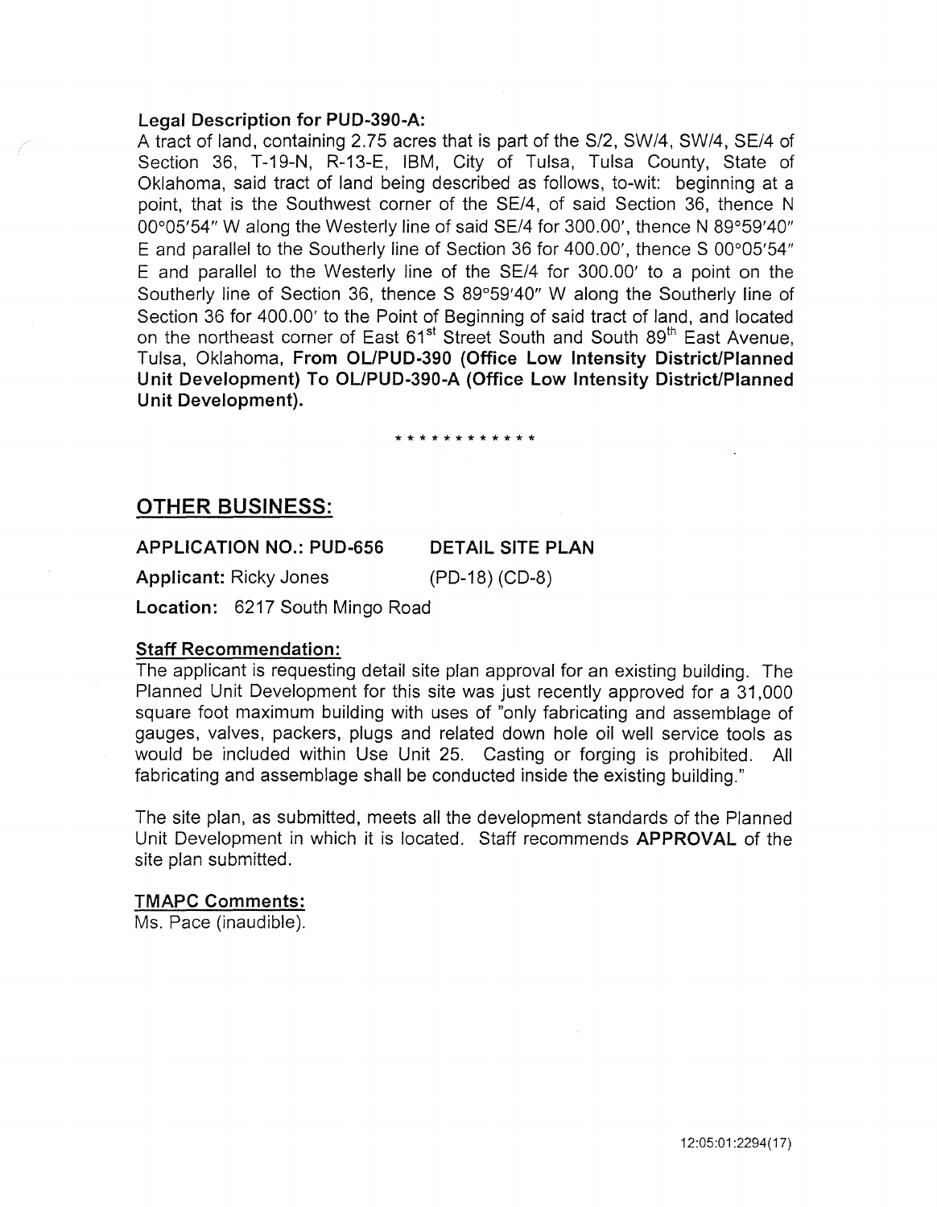**Legal Description for PUD-390-A:**

A tract of land, containing 2.75 acres that is part of the S/2, SW/4, SW/4, SE/4 of Section 36, T-19-N, R-13-E, IBM, City of Tulsa, Tulsa County, State of Oklahoma, said tract of land being described as follows, to-wit: beginning at a point, that is the Southwest corner of the SE/4, of said Section 36, thence N 00°05'54" W along the Westerly line of said SE/4 for 300.00', thence N 89°59'40" E and parallel to the Southerly line of Section 36 for 400.00', thence S 00°05'54" E and parallel to the Westerly line of the SE/4 for 300.00' to a point on the Southerly line of Section 36, thence S 89°59'40" W along the Southerly line of Section 36 for 400.00' to the Point of Beginning of said tract of land, and located on the northeast corner of East 61st Street South and South 89th East Avenue, Tulsa, Oklahoma, **From OL/PUD-390 (Office Low Intensity District/Planned Unit Development) To OL/PUD-390-A (Office Low Intensity District/Planned Unit Development).**

\* \* \* \* \* \* \* \* \* \* \* \*

## OTHER BUSINESS:

**APPLICATION NO.: PUD-656** **DETAIL SITE PLAN**

**Applicant:** Ricky Jones (PD-18) (CD-8)

**Location:** 6217 South Mingo Road

**Staff Recommendation:**

The applicant is requesting detail site plan approval for an existing building. The Planned Unit Development for this site was just recently approved for a 31,000 square foot maximum building with uses of "only fabricating and assemblage of gauges, valves, packers, plugs and related down hole oil well service tools as would be included within Use Unit 25. Casting or forging is prohibited. All fabricating and assemblage shall be conducted inside the existing building."

The site plan, as submitted, meets all the development standards of the Planned Unit Development in which it is located. Staff recommends **APPROVAL** of the site plan submitted.

**TMAPC Comments:**

Ms. Pace (inaudible).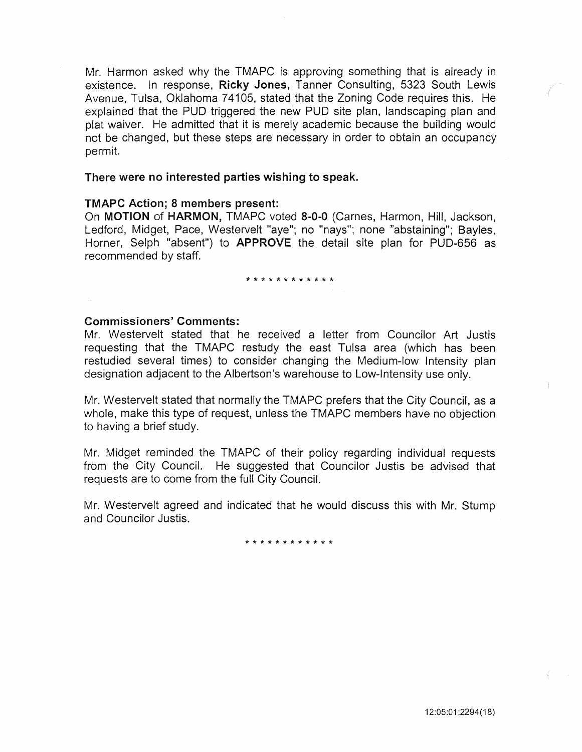Mr. Harmon asked why the TMAPC is approving something that is already in existence. In response, **Ricky Jones**, Tanner Consulting, 5323 South Lewis Avenue, Tulsa, Oklahoma 74105, stated that the Zoning Code requires this. He explained that the PUD triggered the new PUD site plan, landscaping plan and plat waiver. He admitted that it is merely academic because the building would not be changed, but these steps are necessary in order to obtain an occupancy permit.

**There were no interested parties wishing to speak.**

**TMAPC Action; 8 members present:**

On **MOTION** of **HARMON,** TMAPC voted **8-0-0** (Carnes, Harmon, Hill, Jackson, Ledford, Midget, Pace, Westervelt "aye"; no "nays"; none "abstaining"; Bayles, Horner, Selph "absent") to **APPROVE** the detail site plan for PUD-656 as recommended by staff.

* * * * * * * * * * * *

**Commissioners' Comments:**

Mr. Westervelt stated that he received a letter from Councilor Art Justis requesting that the TMAPC restudy the east Tulsa area (which has been restudied several times) to consider changing the Medium-low Intensity plan designation adjacent to the Albertson's warehouse to Low-Intensity use only.

Mr. Westervelt stated that normally the TMAPC prefers that the City Council, as a whole, make this type of request, unless the TMAPC members have no objection to having a brief study.

Mr. Midget reminded the TMAPC of their policy regarding individual requests from the City Council. He suggested that Councilor Justis be advised that requests are to come from the full City Council.

Mr. Westervelt agreed and indicated that he would discuss this with Mr. Stump and Councilor Justis.

* * * * * * * * * * * *

12:05:01:2294(18)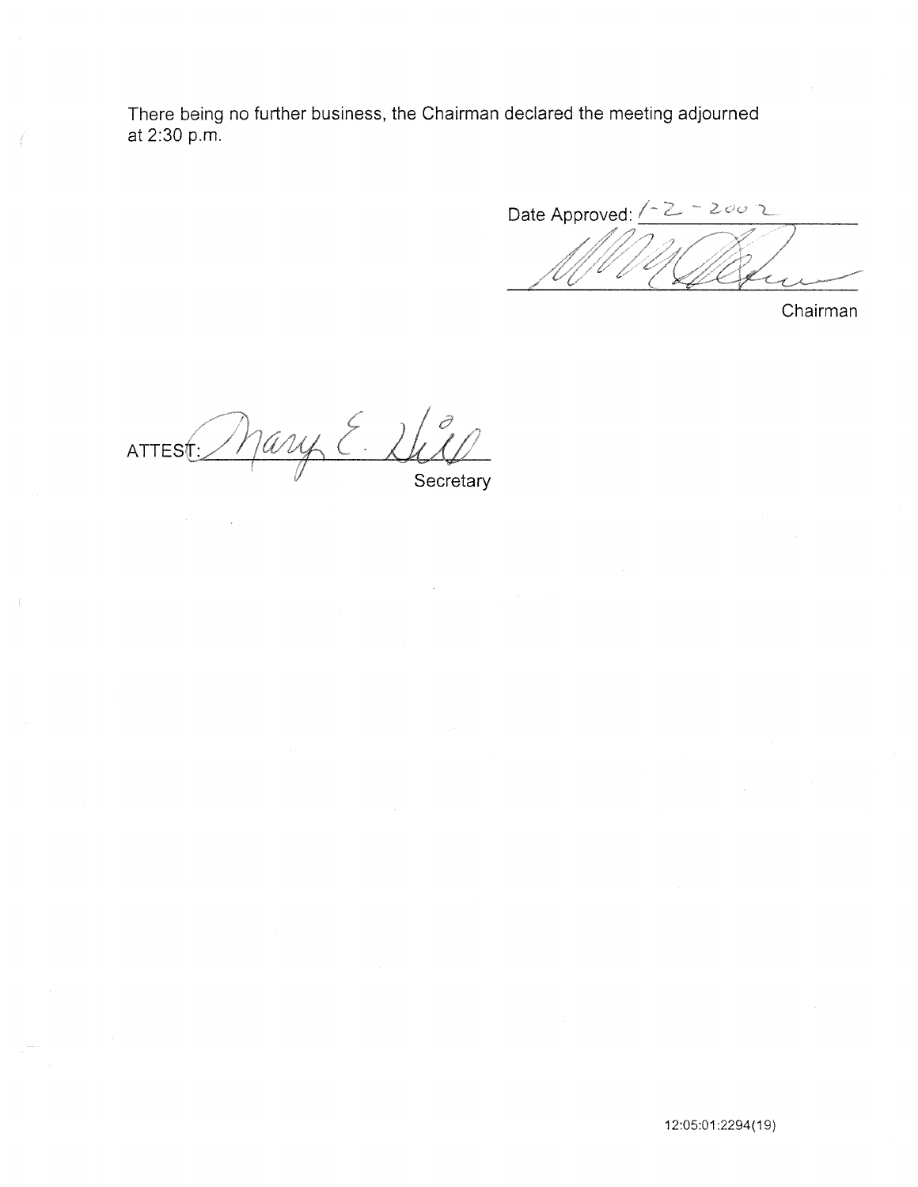There being no further business, the Chairman declared the meeting adjourned at 2:30 p.m.

Date Approved: 1-2-2002

_______________________
Chairman

ATTEST: Mary E. Hill
Secretary

12:05:01:2294(19)